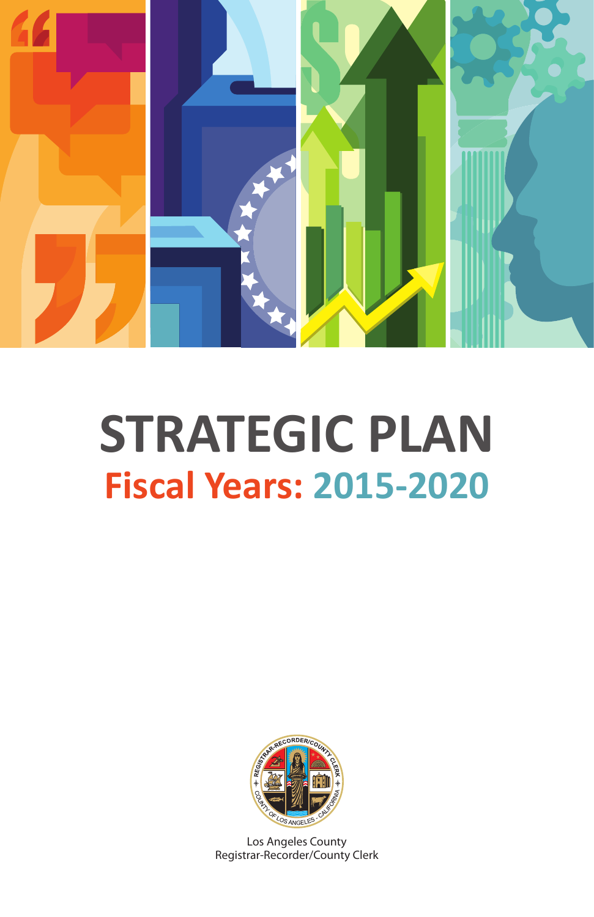# STRATEGIC PLAN

## Fiscal Years: 2015-2020

Los Angeles County
Registrar-Recorder/County Clerk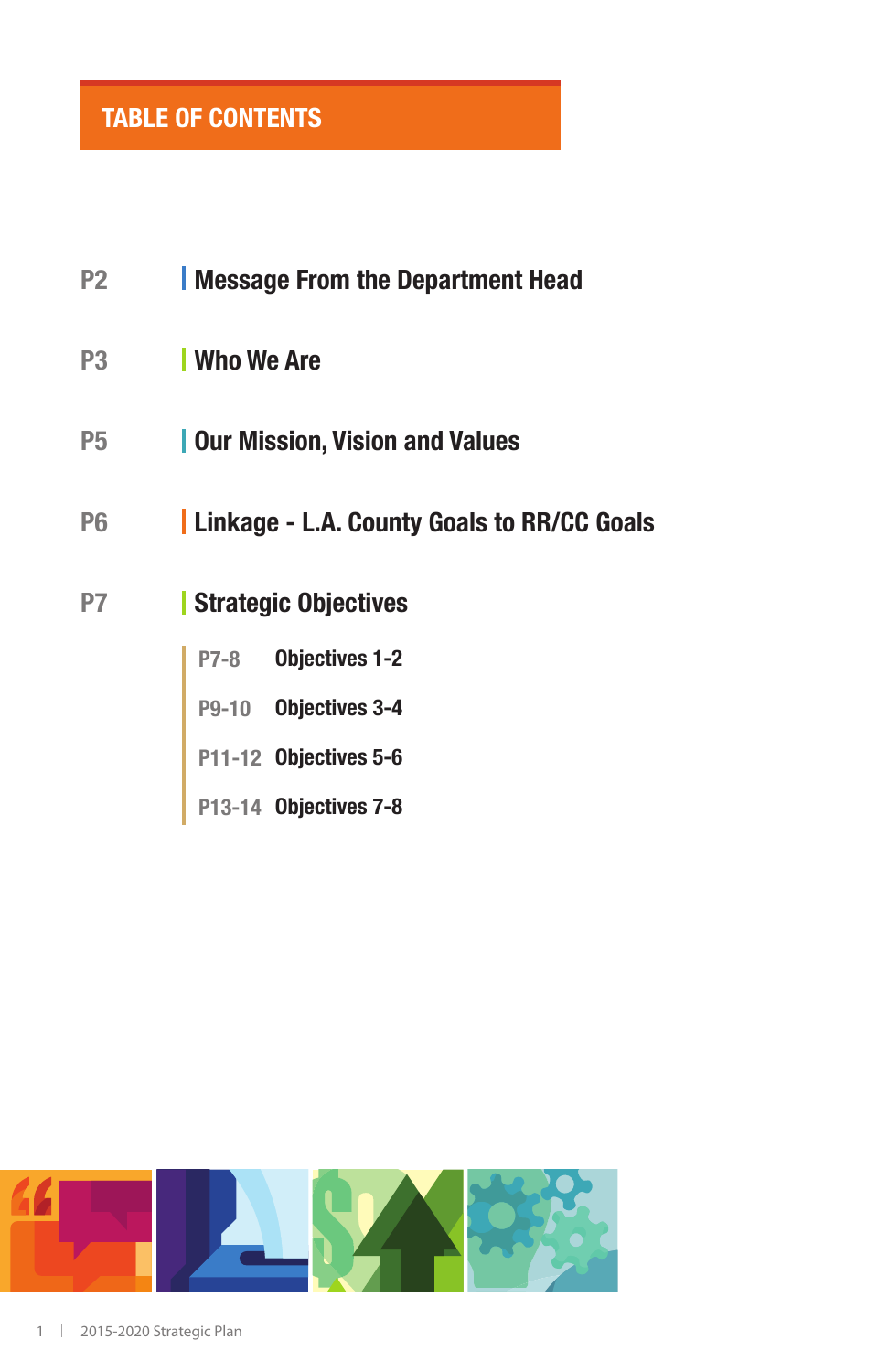# TABLE OF CONTENTS

P2 Message From the Department Head

P3 Who We Are

P5 Our Mission, Vision and Values

P6 Linkage - L.A. County Goals to RR/CC Goals

P7 Strategic Objectives

- P7-8 Objectives 1-2
- P9-10 Objectives 3-4
- P11-12 Objectives 5-6
- P13-14 Objectives 7-8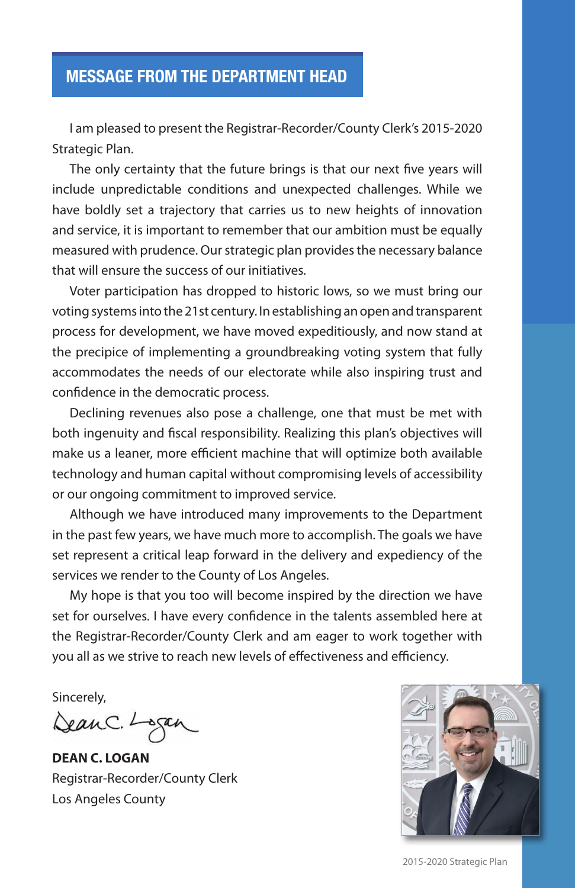## MESSAGE FROM THE DEPARTMENT HEAD

I am pleased to present the Registrar-Recorder/County Clerk's 2015-2020 Strategic Plan.

The only certainty that the future brings is that our next five years will include unpredictable conditions and unexpected challenges. While we have boldly set a trajectory that carries us to new heights of innovation and service, it is important to remember that our ambition must be equally measured with prudence. Our strategic plan provides the necessary balance that will ensure the success of our initiatives.

Voter participation has dropped to historic lows, so we must bring our voting systems into the 21st century. In establishing an open and transparent process for development, we have moved expeditiously, and now stand at the precipice of implementing a groundbreaking voting system that fully accommodates the needs of our electorate while also inspiring trust and confidence in the democratic process.

Declining revenues also pose a challenge, one that must be met with both ingenuity and fiscal responsibility. Realizing this plan's objectives will make us a leaner, more efficient machine that will optimize both available technology and human capital without compromising levels of accessibility or our ongoing commitment to improved service.

Although we have introduced many improvements to the Department in the past few years, we have much more to accomplish. The goals we have set represent a critical leap forward in the delivery and expediency of the services we render to the County of Los Angeles.

My hope is that you too will become inspired by the direction we have set for ourselves. I have every confidence in the talents assembled here at the Registrar-Recorder/County Clerk and am eager to work together with you all as we strive to reach new levels of effectiveness and efficiency.

Sincerely,

Dean C. Logan

**DEAN C. LOGAN**
Registrar-Recorder/County Clerk
Los Angeles County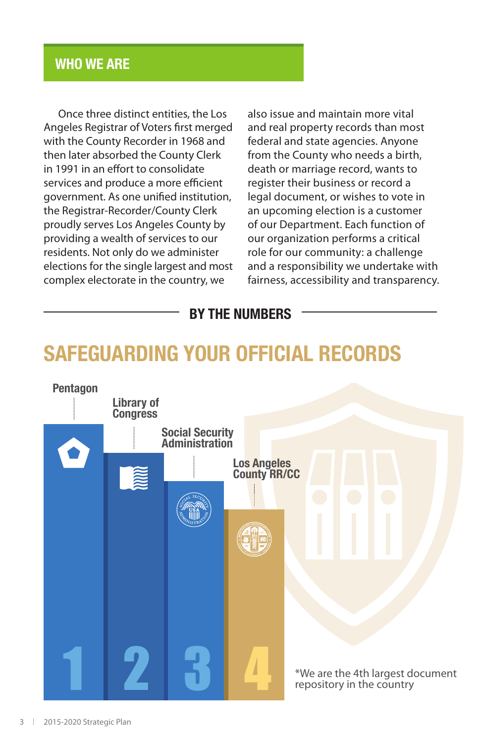## WHO WE ARE

Once three distinct entities, the Los Angeles Registrar of Voters first merged with the County Recorder in 1968 and then later absorbed the County Clerk in 1991 in an effort to consolidate services and produce a more efficient government. As one unified institution, the Registrar-Recorder/County Clerk proudly serves Los Angeles County by providing a wealth of services to our residents. Not only do we administer elections for the single largest and most complex electorate in the country, we also issue and maintain more vital and real property records than most federal and state agencies. Anyone from the County who needs a birth, death or marriage record, wants to register their business or record a legal document, or wishes to vote in an upcoming election is a customer of our Department. Each function of our organization performs a critical role for our community: a challenge and a responsibility we undertake with fairness, accessibility and transparency.

### BY THE NUMBERS

# SAFEGUARDING YOUR OFFICIAL RECORDS

1. Pentagon
2. Library of Congress
3. Social Security Administration
4. Los Angeles County RR/CC

*We are the 4th largest document repository in the country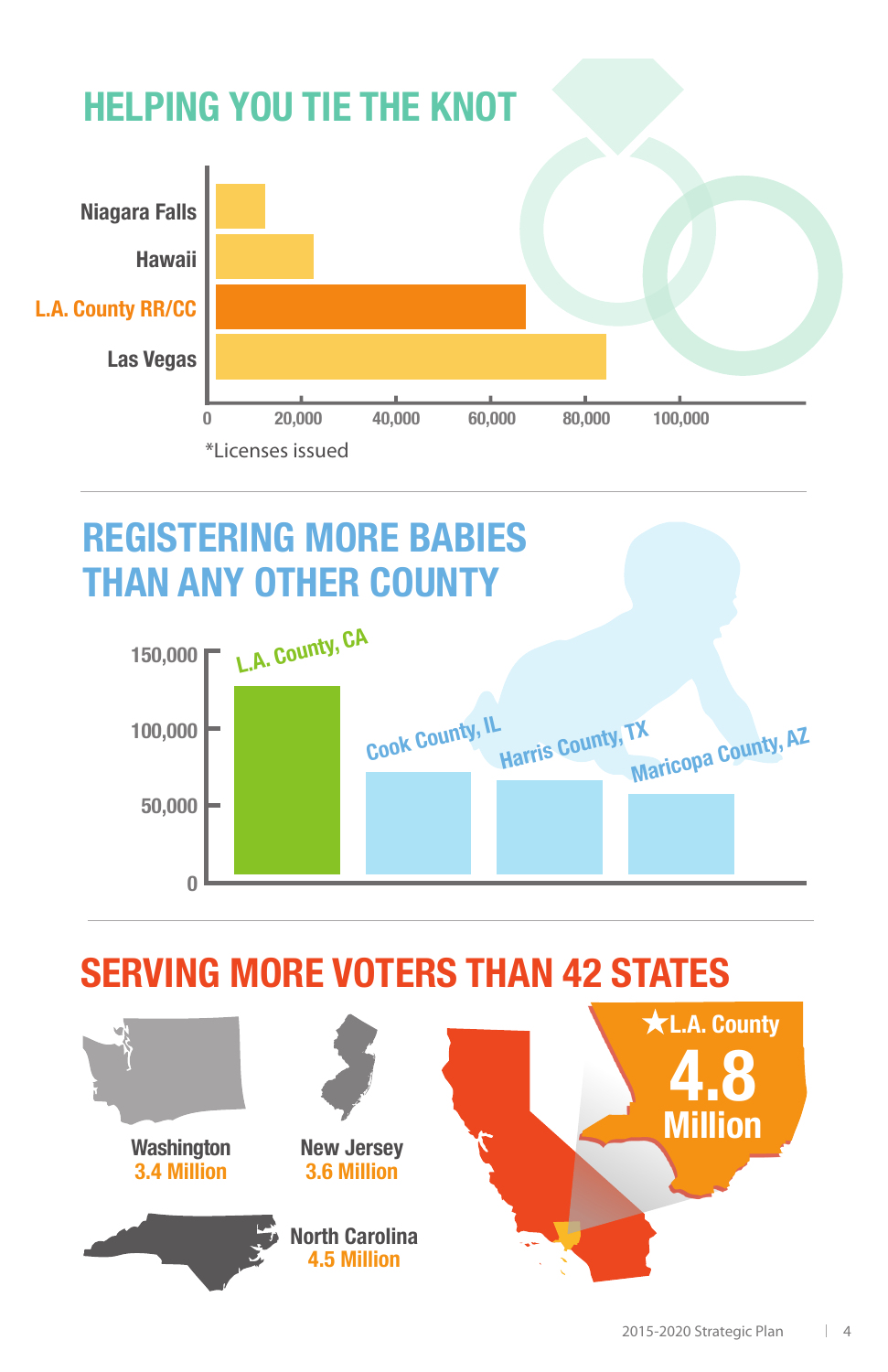## HELPING YOU TIE THE KNOT

- Niagara Falls
- Hawaii
- L.A. County RR/CC
- Las Vegas

0 | 20,000 | 40,000 | 60,000 | 80,000 | 100,000

*Licenses issued

## REGISTERING MORE BABIES THAN ANY OTHER COUNTY

150,000 | 100,000 | 50,000 | 0

- L.A. County, CA
- Cook County, IL
- Harris County, TX
- Maricopa County, AZ

## SERVING MORE VOTERS THAN 42 STATES

Washington
3.4 Million

New Jersey
3.6 Million

North Carolina
4.5 Million

★L.A. County
4.8 Million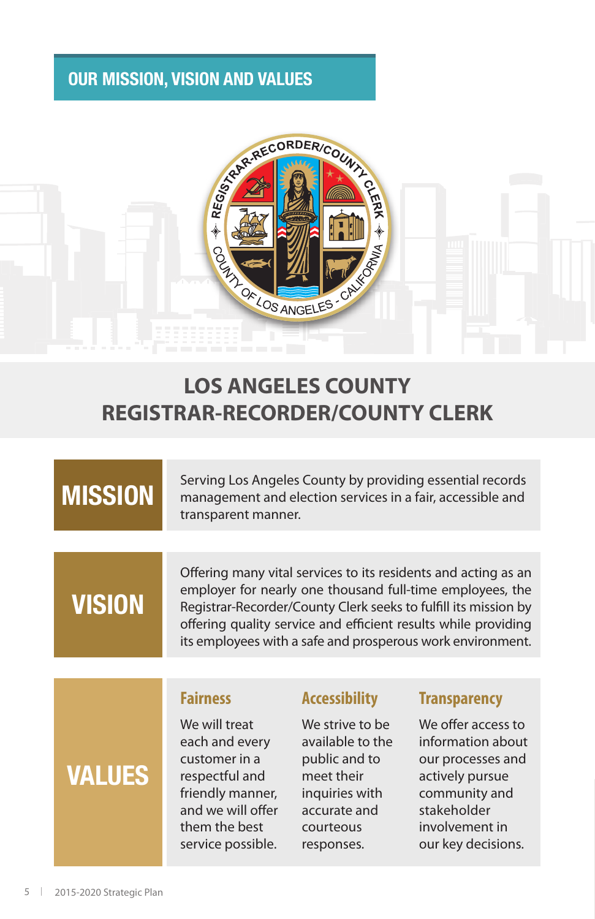## OUR MISSION, VISION AND VALUES

# LOS ANGELES COUNTY REGISTRAR-RECORDER/COUNTY CLERK

## MISSION

Serving Los Angeles County by providing essential records management and election services in a fair, accessible and transparent manner.

## VISION

Offering many vital services to its residents and acting as an employer for nearly one thousand full-time employees, the Registrar-Recorder/County Clerk seeks to fulfill its mission by offering quality service and efficient results while providing its employees with a safe and prosperous work environment.

## VALUES

### Fairness

We will treat each and every customer in a respectful and friendly manner, and we will offer them the best service possible.

### Accessibility

We strive to be available to the public and to meet their inquiries with accurate and courteous responses.

### Transparency

We offer access to information about our processes and actively pursue community and stakeholder involvement in our key decisions.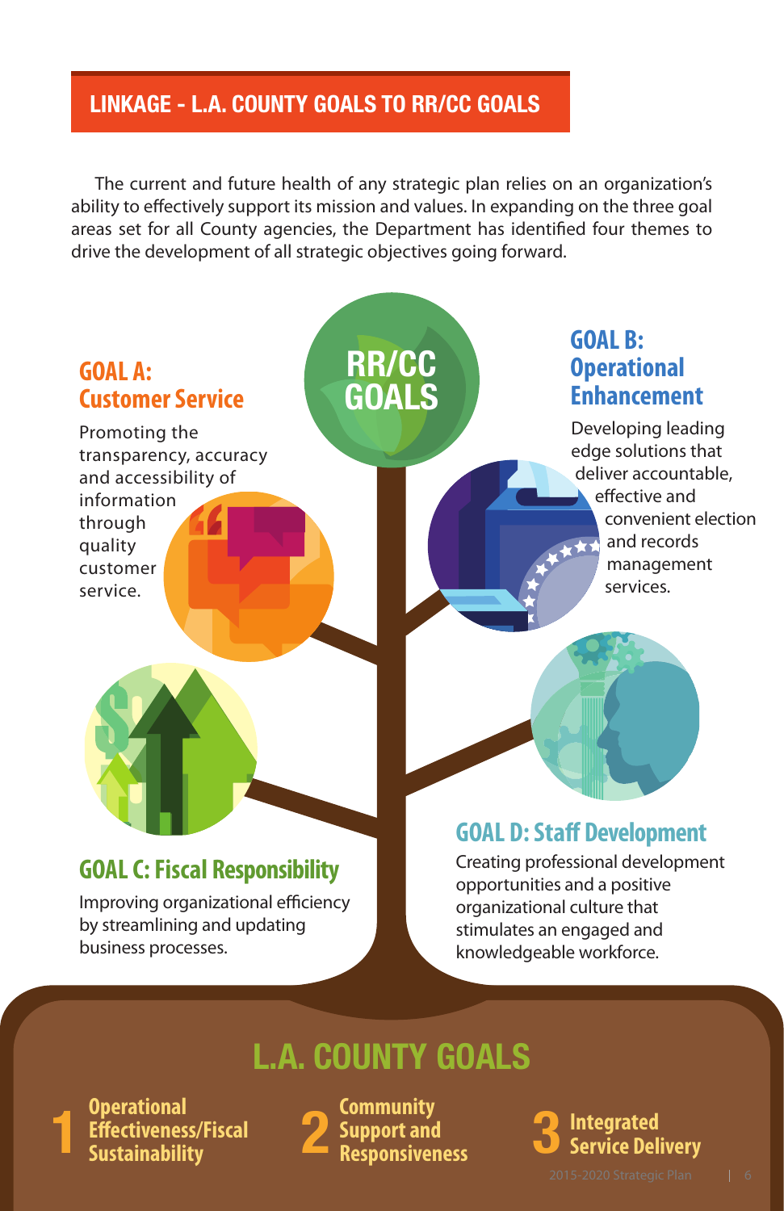## LINKAGE - L.A. COUNTY GOALS TO RR/CC GOALS

The current and future health of any strategic plan relies on an organization's ability to effectively support its mission and values. In expanding on the three goal areas set for all County agencies, the Department has identified four themes to drive the development of all strategic objectives going forward.

### RR/CC GOALS

### GOAL A: Customer Service

Promoting the transparency, accuracy and accessibility of information through quality customer service.

### GOAL B: Operational Enhancement

Developing leading edge solutions that deliver accountable, effective and convenient election and records management services.

### GOAL C: Fiscal Responsibility

Improving organizational efficiency by streamlining and updating business processes.

### GOAL D: Staff Development

Creating professional development opportunities and a positive organizational culture that stimulates an engaged and knowledgeable workforce.

### L.A. COUNTY GOALS

1. Operational Effectiveness/Fiscal Sustainability
2. Community Support and Responsiveness
3. Integrated Service Delivery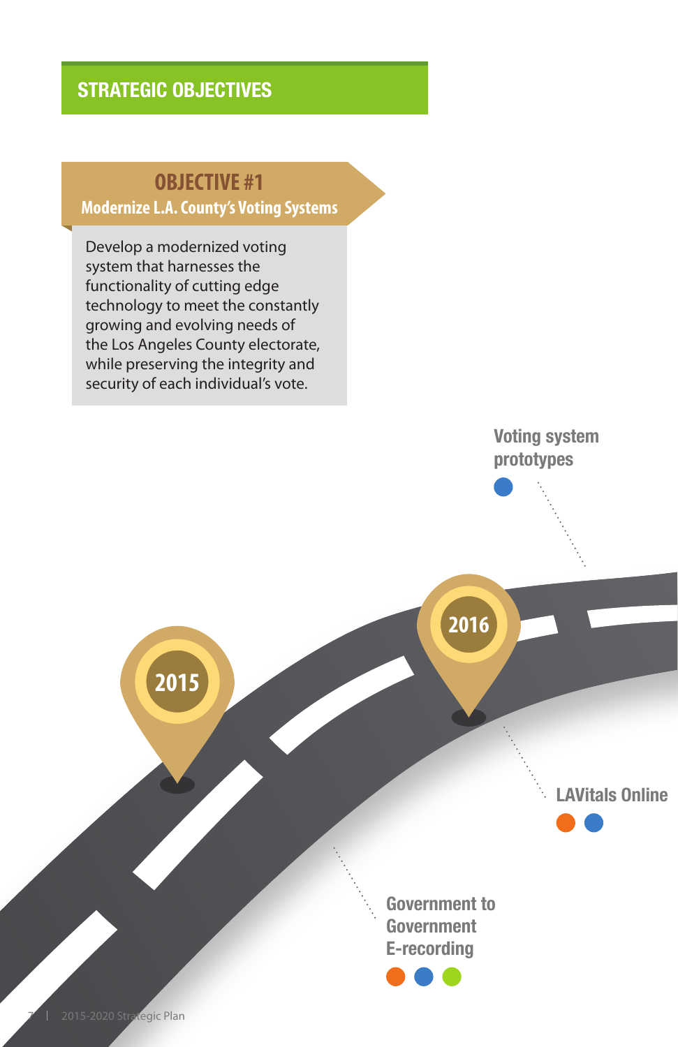## STRATEGIC OBJECTIVES

### OBJECTIVE #1
**Modernize L.A. County's Voting Systems**

Develop a modernized voting system that harnesses the functionality of cutting edge technology to meet the constantly growing and evolving needs of the Los Angeles County electorate, while preserving the integrity and security of each individual's vote.

2015

2016

Voting system prototypes

LAVitals Online

Government to Government E-recording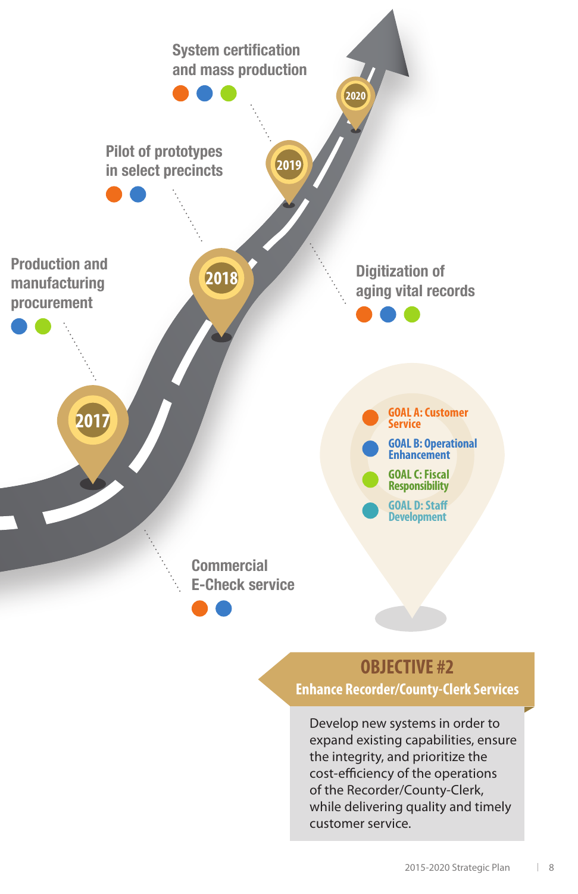2017

Production and manufacturing procurement

2018

Digitization of aging vital records

Pilot of prototypes in select precincts

2019

System certification and mass production

2020

Commercial E-Check service

- GOAL A: Customer Service
- GOAL B: Operational Enhancement
- GOAL C: Fiscal Responsibility
- GOAL D: Staff Development

## OBJECTIVE #2

### Enhance Recorder/County-Clerk Services

Develop new systems in order to expand existing capabilities, ensure the integrity, and prioritize the cost-efficiency of the operations of the Recorder/County-Clerk, while delivering quality and timely customer service.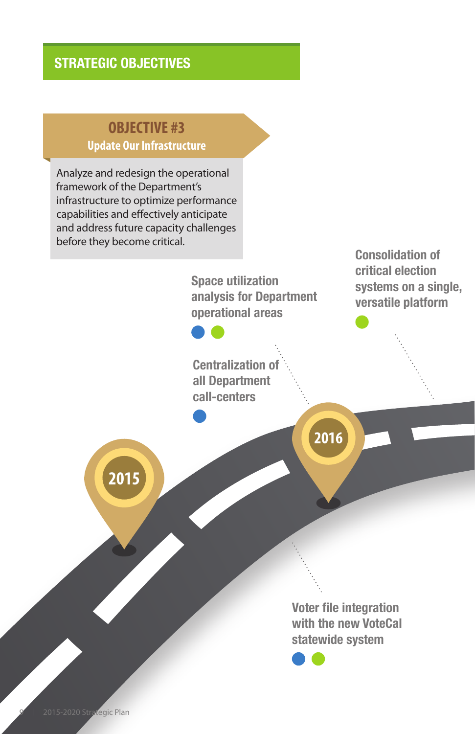## STRATEGIC OBJECTIVES

### OBJECTIVE #3
**Update Our Infrastructure**

Analyze and redesign the operational framework of the Department's infrastructure to optimize performance capabilities and effectively anticipate and address future capacity challenges before they become critical.

**2015**

**Centralization of all Department call-centers**

**Space utilization analysis for Department operational areas**

**2016**

**Voter file integration with the new VoteCal statewide system**

**Consolidation of critical election systems on a single, versatile platform**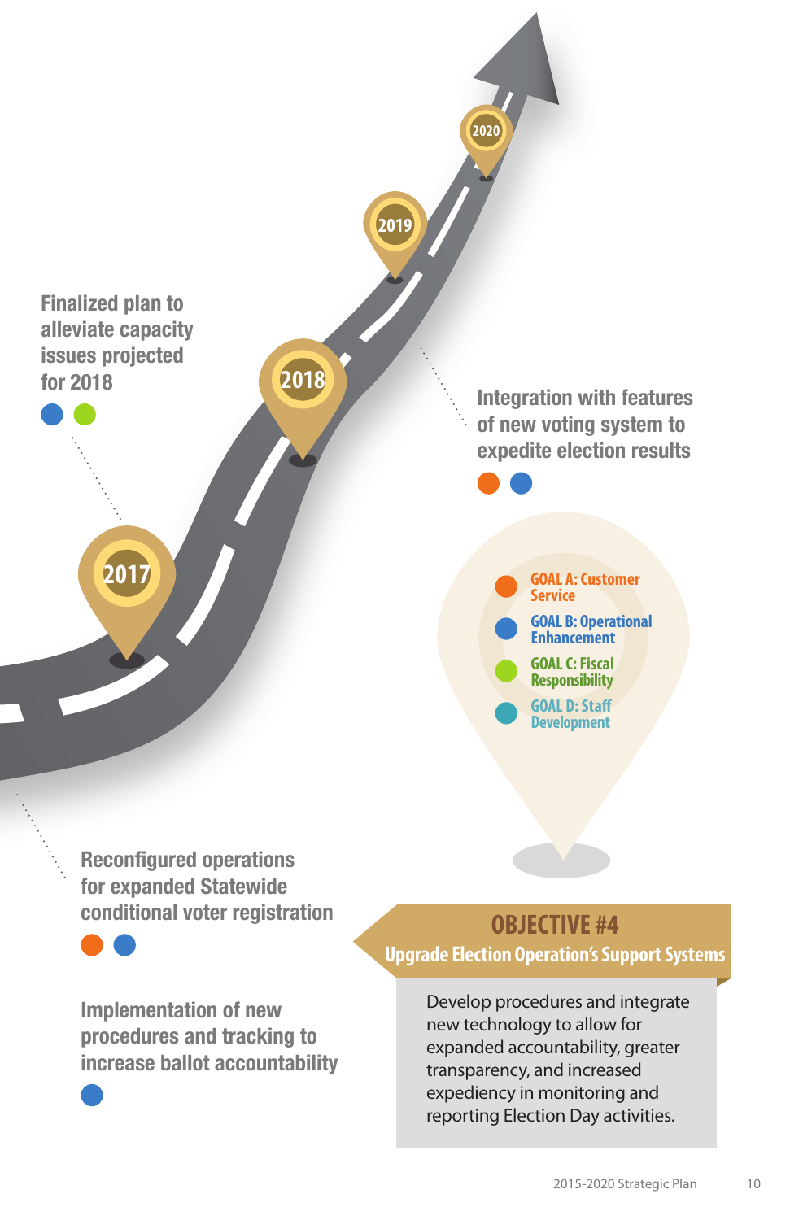## OBJECTIVE #4

### Upgrade Election Operation's Support Systems

Develop procedures and integrate new technology to allow for expanded accountability, greater transparency, and increased expediency in monitoring and reporting Election Day activities.

- GOAL A: Customer Service
- GOAL B: Operational Enhancement
- GOAL C: Fiscal Responsibility
- GOAL D: Staff Development

**2017**

Reconfigured operations for expanded Statewide conditional voter registration (Goal A, Goal B)

Implementation of new procedures and tracking to increase ballot accountability (Goal B)

**2018**

Finalized plan to alleviate capacity issues projected for 2018 (Goal B, Goal C)

**2019**

Integration with features of new voting system to expedite election results (Goal A, Goal B)

**2020**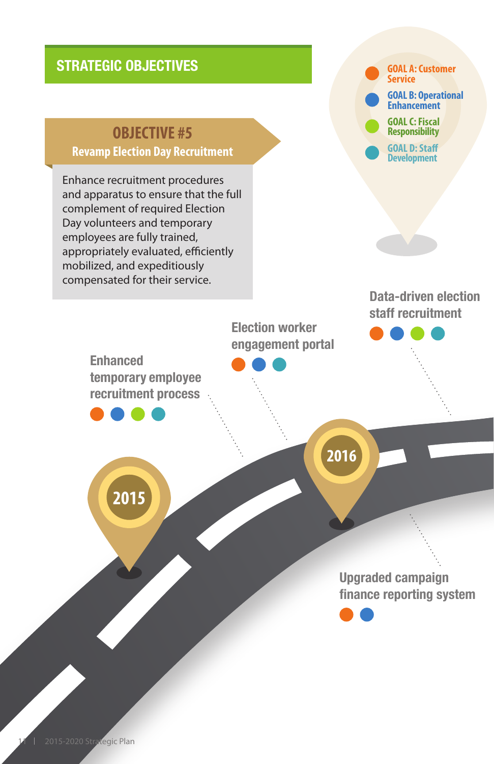## STRATEGIC OBJECTIVES

### OBJECTIVE #5
**Revamp Election Day Recruitment**

Enhance recruitment procedures and apparatus to ensure that the full complement of required Election Day volunteers and temporary employees are fully trained, appropriately evaluated, efficiently mobilized, and expeditiously compensated for their service.

- GOAL A: Customer Service
- GOAL B: Operational Enhancement
- GOAL C: Fiscal Responsibility
- GOAL D: Staff Development

**2015**

**Enhanced temporary employee recruitment process** (Goals A, B, C, D)

**Election worker engagement portal** (Goals A, B, D)

**2016**

**Data-driven election staff recruitment** (Goals A, B, C, D)

**Upgraded campaign finance reporting system** (Goals A, B)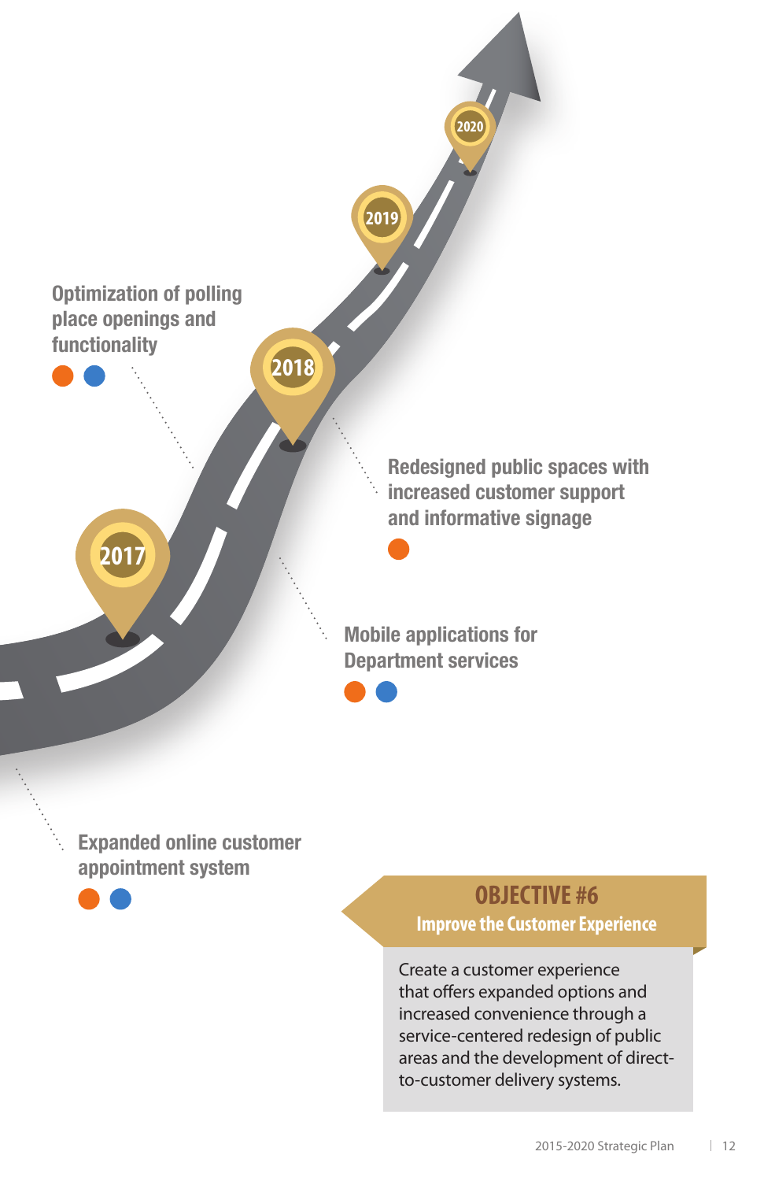2017

2018

2019

2020

Optimization of polling place openings and functionality

Redesigned public spaces with increased customer support and informative signage

Mobile applications for Department services

Expanded online customer appointment system

## OBJECTIVE #6

### Improve the Customer Experience

Create a customer experience that offers expanded options and increased convenience through a service-centered redesign of public areas and the development of direct-to-customer delivery systems.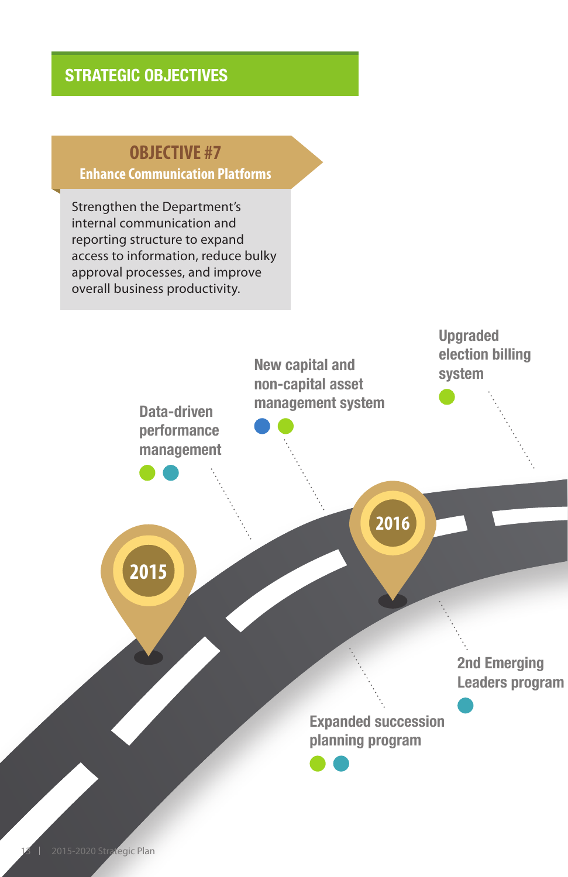## STRATEGIC OBJECTIVES

### OBJECTIVE #7
**Enhance Communication Platforms**

Strengthen the Department's internal communication and reporting structure to expand access to information, reduce bulky approval processes, and improve overall business productivity.

**2015**

- Data-driven performance management
- New capital and non-capital asset management system

**2016**

- Upgraded election billing system
- Expanded succession planning program
- 2nd Emerging Leaders program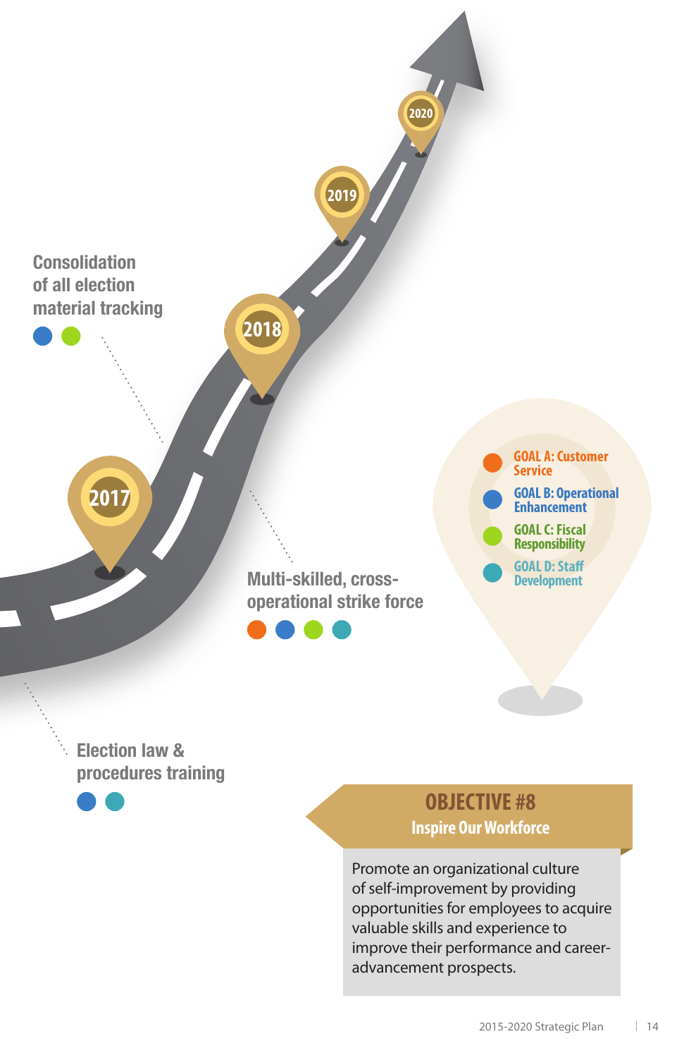## OBJECTIVE #8

### Inspire Our Workforce

Promote an organizational culture of self-improvement by providing opportunities for employees to acquire valuable skills and experience to improve their performance and career-advancement prospects.

**2017**

**2018**

**2019**

**2020**

**Election law & procedures training** — Goal B, Goal D

**Consolidation of all election material tracking** — Goal B, Goal C

**Multi-skilled, cross-operational strike force** — Goal A, Goal B, Goal C, Goal D

- GOAL A: Customer Service
- GOAL B: Operational Enhancement
- GOAL C: Fiscal Responsibility
- GOAL D: Staff Development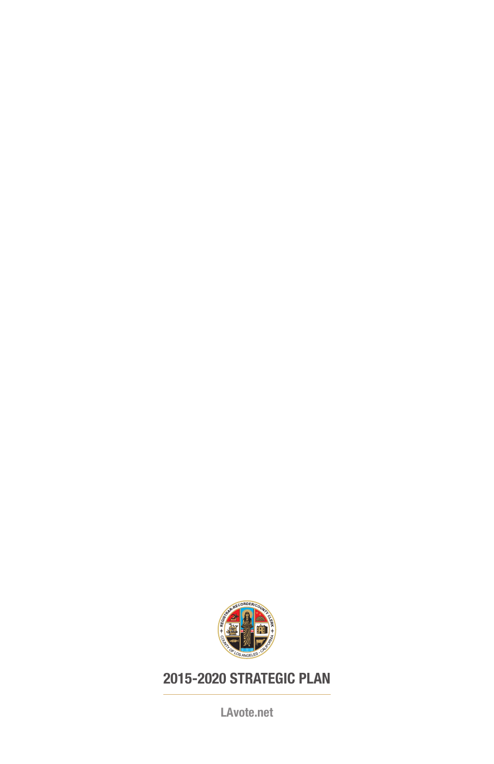**2015-2020 STRATEGIC PLAN**

---

**LAvote.net**